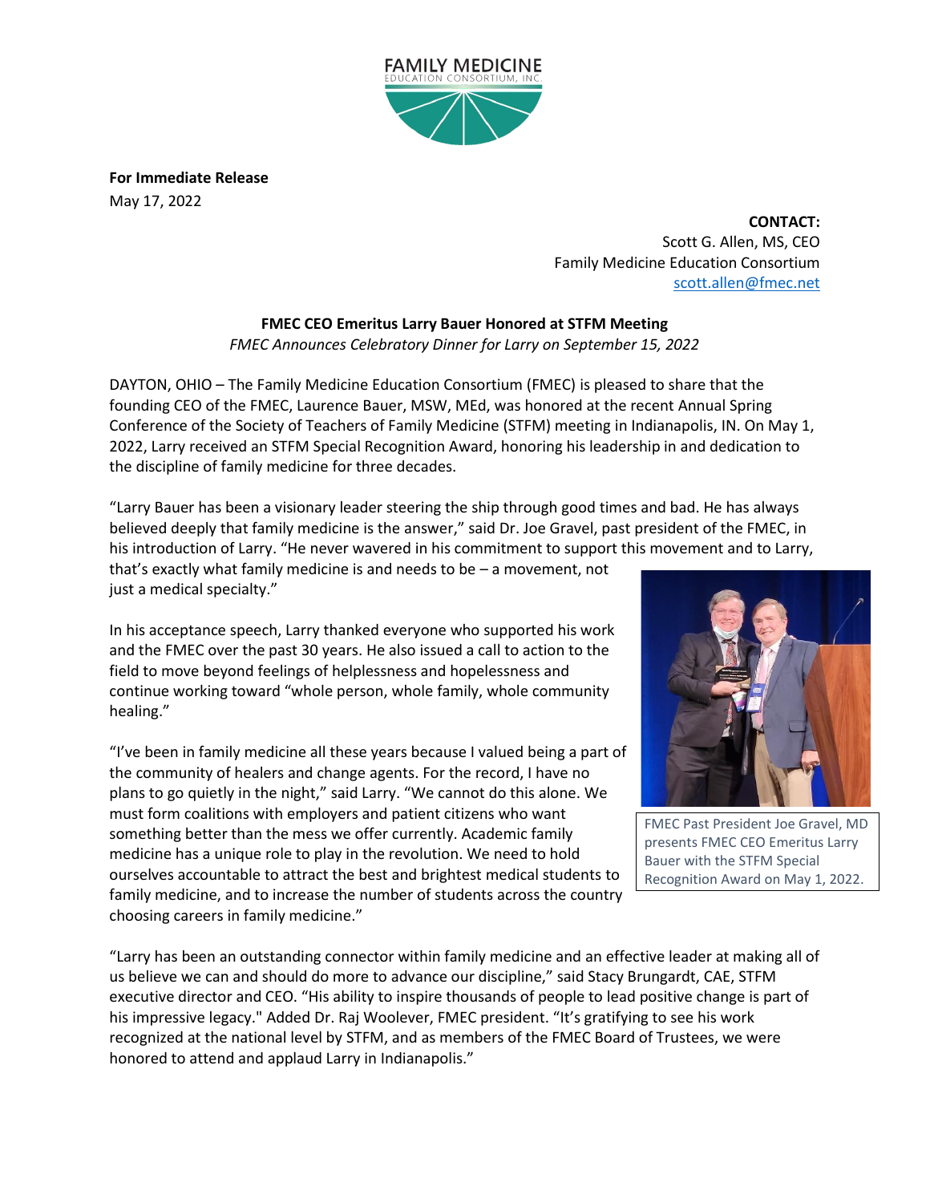FAMILY MEDICINE
EDUCATION CONSORTIUM, INC.

**For Immediate Release**
May 17, 2022

**CONTACT:**
Scott G. Allen, MS, CEO
Family Medicine Education Consortium
scott.allen@fmec.net

**FMEC CEO Emeritus Larry Bauer Honored at STFM Meeting**

*FMEC Announces Celebratory Dinner for Larry on September 15, 2022*

DAYTON, OHIO – The Family Medicine Education Consortium (FMEC) is pleased to share that the founding CEO of the FMEC, Laurence Bauer, MSW, MEd, was honored at the recent Annual Spring Conference of the Society of Teachers of Family Medicine (STFM) meeting in Indianapolis, IN. On May 1, 2022, Larry received an STFM Special Recognition Award, honoring his leadership in and dedication to the discipline of family medicine for three decades.

"Larry Bauer has been a visionary leader steering the ship through good times and bad. He has always believed deeply that family medicine is the answer," said Dr. Joe Gravel, past president of the FMEC, in his introduction of Larry. "He never wavered in his commitment to support this movement and to Larry, that's exactly what family medicine is and needs to be – a movement, not just a medical specialty."

In his acceptance speech, Larry thanked everyone who supported his work and the FMEC over the past 30 years. He also issued a call to action to the field to move beyond feelings of helplessness and hopelessness and continue working toward "whole person, whole family, whole community healing."

"I've been in family medicine all these years because I valued being a part of the community of healers and change agents. For the record, I have no plans to go quietly in the night," said Larry. "We cannot do this alone. We must form coalitions with employers and patient citizens who want something better than the mess we offer currently. Academic family medicine has a unique role to play in the revolution. We need to hold ourselves accountable to attract the best and brightest medical students to family medicine, and to increase the number of students across the country choosing careers in family medicine."

FMEC Past President Joe Gravel, MD presents FMEC CEO Emeritus Larry Bauer with the STFM Special Recognition Award on May 1, 2022.

"Larry has been an outstanding connector within family medicine and an effective leader at making all of us believe we can and should do more to advance our discipline," said Stacy Brungardt, CAE, STFM executive director and CEO. "His ability to inspire thousands of people to lead positive change is part of his impressive legacy." Added Dr. Raj Woolever, FMEC president. "It's gratifying to see his work recognized at the national level by STFM, and as members of the FMEC Board of Trustees, we were honored to attend and applaud Larry in Indianapolis."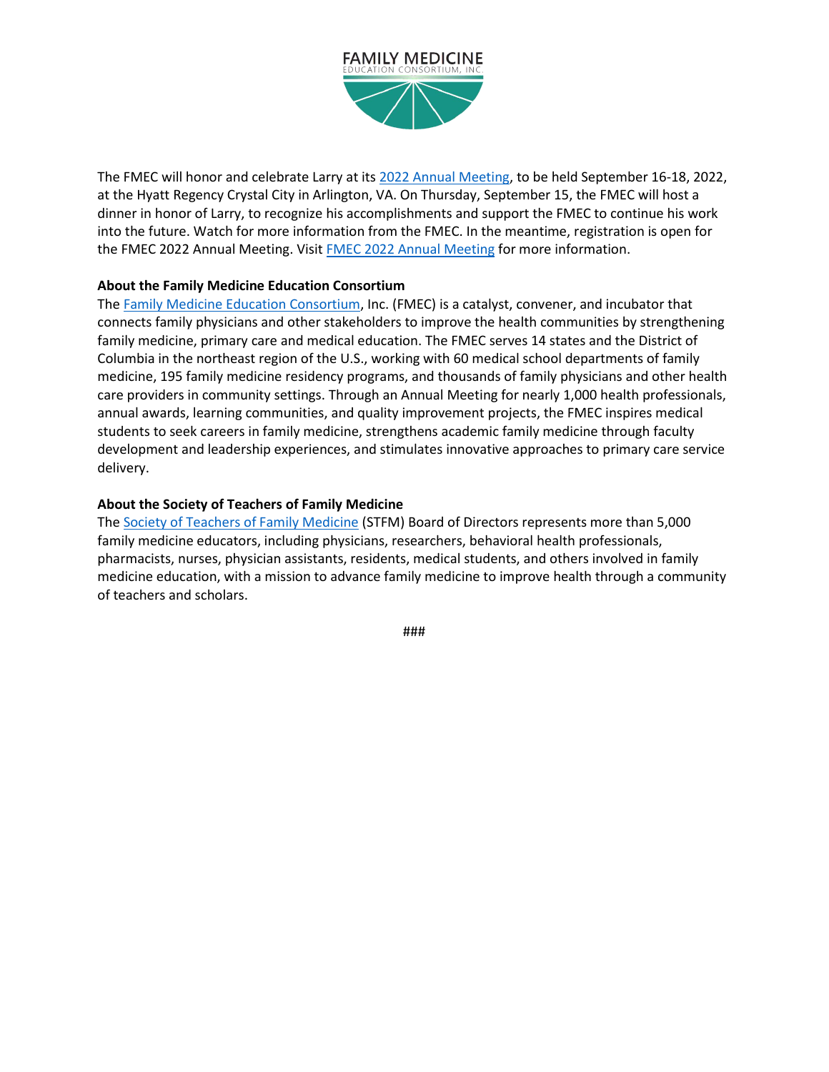The FMEC will honor and celebrate Larry at its 2022 Annual Meeting, to be held September 16-18, 2022, at the Hyatt Regency Crystal City in Arlington, VA. On Thursday, September 15, the FMEC will host a dinner in honor of Larry, to recognize his accomplishments and support the FMEC to continue his work into the future. Watch for more information from the FMEC. In the meantime, registration is open for the FMEC 2022 Annual Meeting. Visit FMEC 2022 Annual Meeting for more information.

**About the Family Medicine Education Consortium**

The Family Medicine Education Consortium, Inc. (FMEC) is a catalyst, convener, and incubator that connects family physicians and other stakeholders to improve the health communities by strengthening family medicine, primary care and medical education. The FMEC serves 14 states and the District of Columbia in the northeast region of the U.S., working with 60 medical school departments of family medicine, 195 family medicine residency programs, and thousands of family physicians and other health care providers in community settings. Through an Annual Meeting for nearly 1,000 health professionals, annual awards, learning communities, and quality improvement projects, the FMEC inspires medical students to seek careers in family medicine, strengthens academic family medicine through faculty development and leadership experiences, and stimulates innovative approaches to primary care service delivery.

**About the Society of Teachers of Family Medicine**

The Society of Teachers of Family Medicine (STFM) Board of Directors represents more than 5,000 family medicine educators, including physicians, researchers, behavioral health professionals, pharmacists, nurses, physician assistants, residents, medical students, and others involved in family medicine education, with a mission to advance family medicine to improve health through a community of teachers and scholars.

###